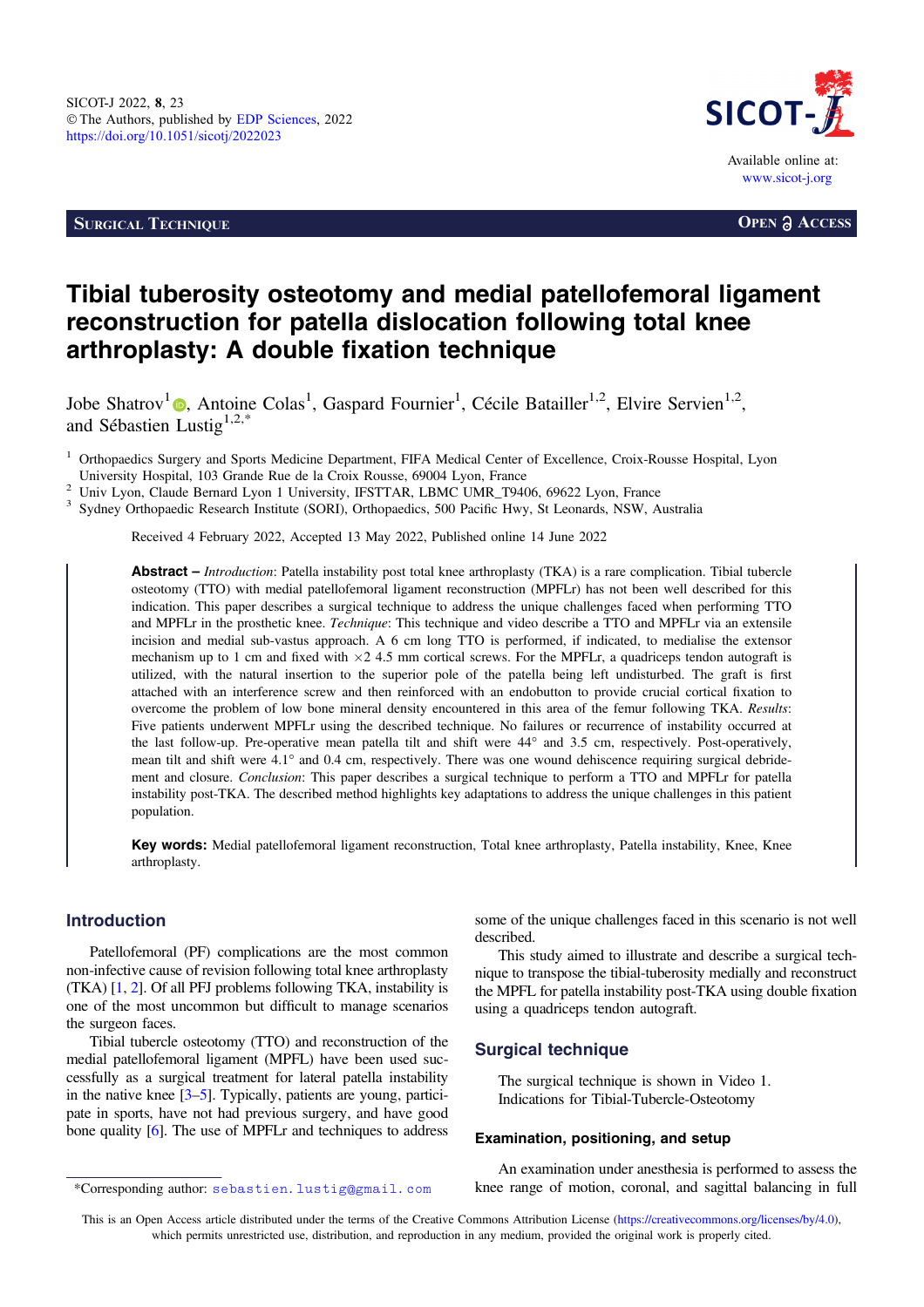SICOT-J 2022, **8**, 23
© The Authors, published by EDP Sciences, 2022
https://doi.org/10.1051/sicotj/2022023

Available online at:
www.sicot-j.org

**Surgical Technique** **Open Access**

# Tibial tuberosity osteotomy and medial patellofemoral ligament reconstruction for patella dislocation following total knee arthroplasty: A double fixation technique

Jobe Shatrov[1], Antoine Colas[1], Gaspard Fournier[1], Cécile Batailler[1,2], Elvire Servien[1,2], and Sébastien Lustig[1,2,*]

[1] Orthopaedics Surgery and Sports Medicine Department, FIFA Medical Center of Excellence, Croix-Rousse Hospital, Lyon University Hospital, 103 Grande Rue de la Croix Rousse, 69004 Lyon, France
[2] Univ Lyon, Claude Bernard Lyon 1 University, IFSTTAR, LBMC UMR_T9406, 69622 Lyon, France
[3] Sydney Orthopaedic Research Institute (SORI), Orthopaedics, 500 Pacific Hwy, St Leonards, NSW, Australia

Received 4 February 2022, Accepted 13 May 2022, Published online 14 June 2022

**Abstract –** *Introduction*: Patella instability post total knee arthroplasty (TKA) is a rare complication. Tibial tubercle osteotomy (TTO) with medial patellofemoral ligament reconstruction (MPFLr) has not been well described for this indication. This paper describes a surgical technique to address the unique challenges faced when performing TTO and MPFLr in the prosthetic knee. *Technique*: This technique and video describe a TTO and MPFLr via an extensile incision and medial sub-vastus approach. A 6 cm long TTO is performed, if indicated, to medialise the extensor mechanism up to 1 cm and fixed with $\times 2$ 4.5 mm cortical screws. For the MPFLr, a quadriceps tendon autograft is utilized, with the natural insertion to the superior pole of the patella being left undisturbed. The graft is first attached with an interference screw and then reinforced with an endobutton to provide crucial cortical fixation to overcome the problem of low bone mineral density encountered in this area of the femur following TKA. *Results*: Five patients underwent MPFLr using the described technique. No failures or recurrence of instability occurred at the last follow-up. Pre-operative mean patella tilt and shift were 44° and 3.5 cm, respectively. Post-operatively, mean tilt and shift were 4.1° and 0.4 cm, respectively. There was one wound dehiscence requiring surgical debridement and closure. *Conclusion*: This paper describes a surgical technique to perform a TTO and MPFLr for patella instability post-TKA. The described method highlights key adaptations to address the unique challenges in this patient population.

**Key words:** Medial patellofemoral ligament reconstruction, Total knee arthroplasty, Patella instability, Knee, Knee arthroplasty.

## Introduction

Patellofemoral (PF) complications are the most common non-infective cause of revision following total knee arthroplasty (TKA) [1, 2]. Of all PFJ problems following TKA, instability is one of the most uncommon but difficult to manage scenarios the surgeon faces.

Tibial tubercle osteotomy (TTO) and reconstruction of the medial patellofemoral ligament (MPFL) have been used successfully as a surgical treatment for lateral patella instability in the native knee [3–5]. Typically, patients are young, participate in sports, have not had previous surgery, and have good bone quality [6]. The use of MPFLr and techniques to address some of the unique challenges faced in this scenario is not well described.

This study aimed to illustrate and describe a surgical technique to transpose the tibial-tuberosity medially and reconstruct the MPFL for patella instability post-TKA using double fixation using a quadriceps tendon autograft.

## Surgical technique

The surgical technique is shown in Video 1.
Indications for Tibial-Tubercle-Osteotomy

### Examination, positioning, and setup

An examination under anesthesia is performed to assess the knee range of motion, coronal, and sagittal balancing in full

*Corresponding author: sebastien.lustig@gmail.com

This is an Open Access article distributed under the terms of the Creative Commons Attribution License (https://creativecommons.org/licenses/by/4.0), which permits unrestricted use, distribution, and reproduction in any medium, provided the original work is properly cited.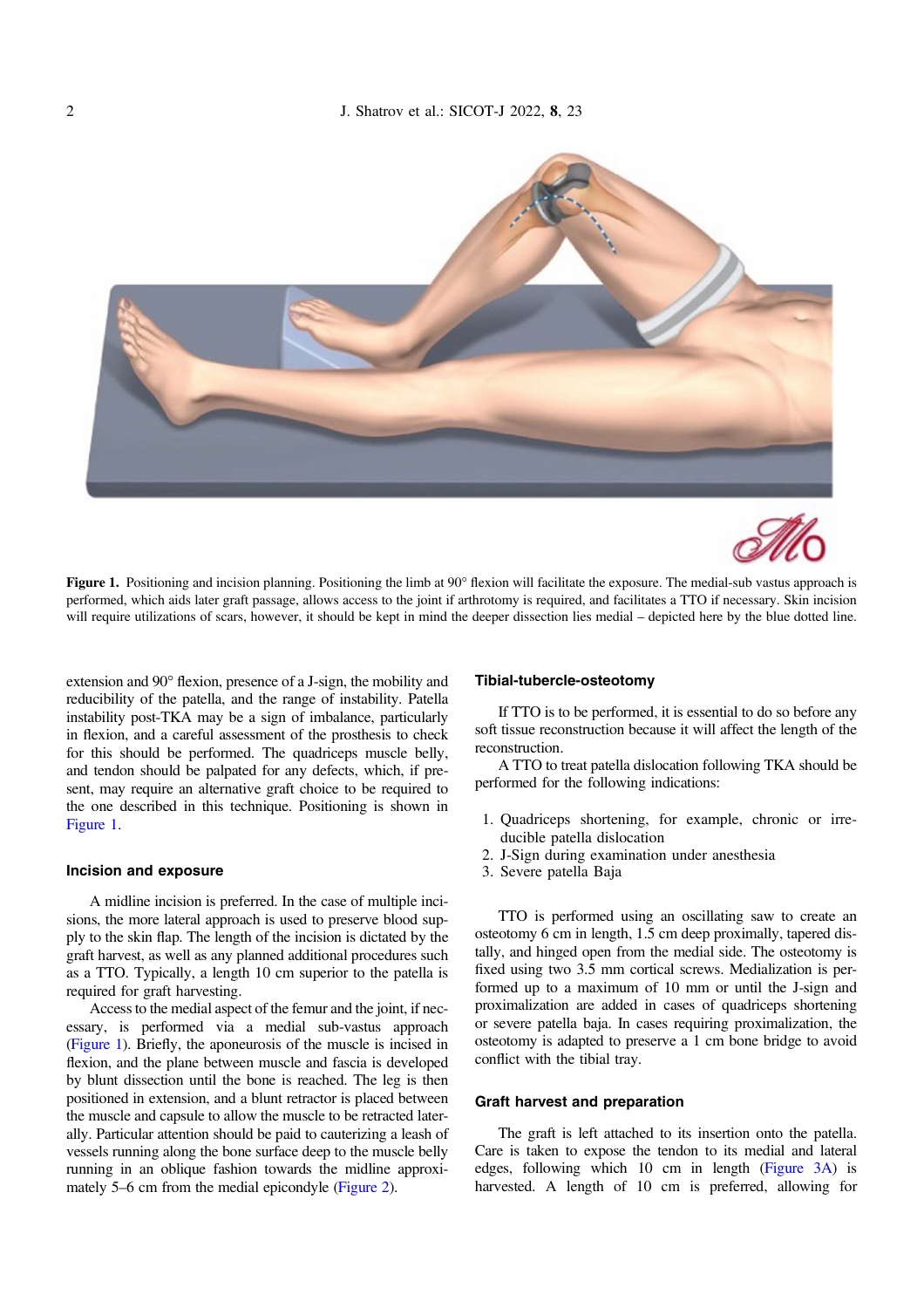Figure 1. Positioning and incision planning. Positioning the limb at 90° flexion will facilitate the exposure. The medial-sub vastus approach is performed, which aids later graft passage, allows access to the joint if arthrotomy is required, and facilitates a TTO if necessary. Skin incision will require utilizations of scars, however, it should be kept in mind the deeper dissection lies medial – depicted here by the blue dotted line.

extension and 90° flexion, presence of a J-sign, the mobility and reducibility of the patella, and the range of instability. Patella instability post-TKA may be a sign of imbalance, particularly in flexion, and a careful assessment of the prosthesis to check for this should be performed. The quadriceps muscle belly, and tendon should be palpated for any defects, which, if present, may require an alternative graft choice to be required to the one described in this technique. Positioning is shown in Figure 1.

### Incision and exposure

A midline incision is preferred. In the case of multiple incisions, the more lateral approach is used to preserve blood supply to the skin flap. The length of the incision is dictated by the graft harvest, as well as any planned additional procedures such as a TTO. Typically, a length 10 cm superior to the patella is required for graft harvesting.

Access to the medial aspect of the femur and the joint, if necessary, is performed via a medial sub-vastus approach (Figure 1). Briefly, the aponeurosis of the muscle is incised in flexion, and the plane between muscle and fascia is developed by blunt dissection until the bone is reached. The leg is then positioned in extension, and a blunt retractor is placed between the muscle and capsule to allow the muscle to be retracted laterally. Particular attention should be paid to cauterizing a leash of vessels running along the bone surface deep to the muscle belly running in an oblique fashion towards the midline approximately 5–6 cm from the medial epicondyle (Figure 2).

### Tibial-tubercle-osteotomy

If TTO is to be performed, it is essential to do so before any soft tissue reconstruction because it will affect the length of the reconstruction.

A TTO to treat patella dislocation following TKA should be performed for the following indications:

1. Quadriceps shortening, for example, chronic or irreducible patella dislocation
2. J-Sign during examination under anesthesia
3. Severe patella Baja

TTO is performed using an oscillating saw to create an osteotomy 6 cm in length, 1.5 cm deep proximally, tapered distally, and hinged open from the medial side. The osteotomy is fixed using two 3.5 mm cortical screws. Medialization is performed up to a maximum of 10 mm or until the J-sign and proximalization are added in cases of quadriceps shortening or severe patella baja. In cases requiring proximalization, the osteotomy is adapted to preserve a 1 cm bone bridge to avoid conflict with the tibial tray.

### Graft harvest and preparation

The graft is left attached to its insertion onto the patella. Care is taken to expose the tendon to its medial and lateral edges, following which 10 cm in length (Figure 3A) is harvested. A length of 10 cm is preferred, allowing for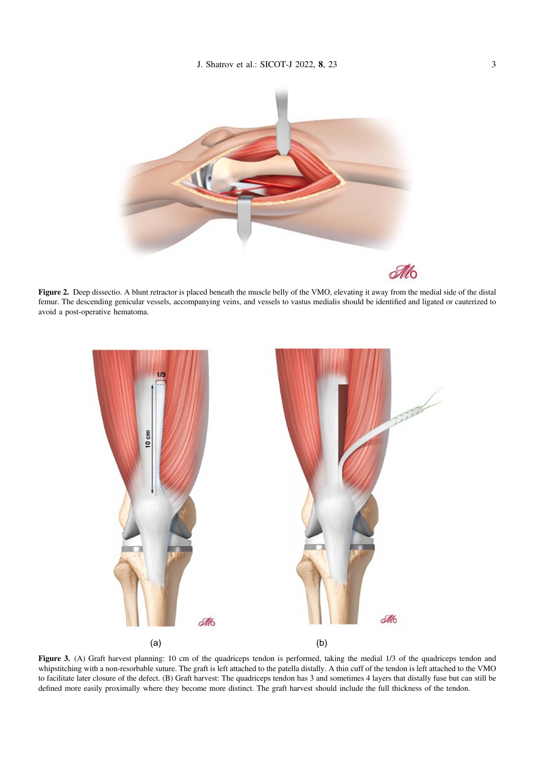**Figure 2.** Deep dissectio. A blunt retractor is placed beneath the muscle belly of the VMO, elevating it away from the medial side of the distal femur. The descending genicular vessels, accompanying veins, and vessels to vastus medialis should be identified and ligated or cauterized to avoid a post-operative hematoma.

**Figure 3.** (A) Graft harvest planning: 10 cm of the quadriceps tendon is performed, taking the medial 1/3 of the quadriceps tendon and whipstitching with a non-resorbable suture. The graft is left attached to the patella distally. A thin cuff of the tendon is left attached to the VMO to facilitate later closure of the defect. (B) Graft harvest: The quadriceps tendon has 3 and sometimes 4 layers that distally fuse but can still be defined more easily proximally where they become more distinct. The graft harvest should include the full thickness of the tendon.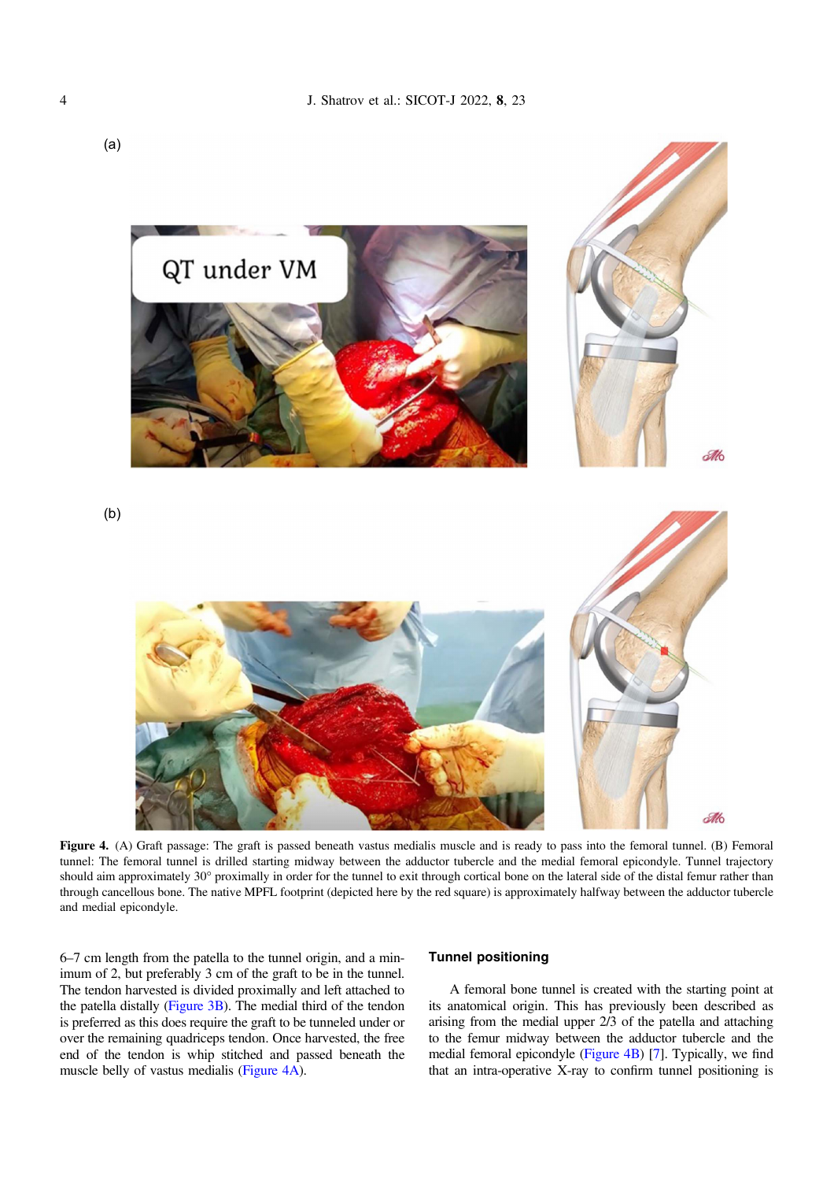Figure 4. (A) Graft passage: The graft is passed beneath vastus medialis muscle and is ready to pass into the femoral tunnel. (B) Femoral tunnel: The femoral tunnel is drilled starting midway between the adductor tubercle and the medial femoral epicondyle. Tunnel trajectory should aim approximately 30° proximally in order for the tunnel to exit through cortical bone on the lateral side of the distal femur rather than through cancellous bone. The native MPFL footprint (depicted here by the red square) is approximately halfway between the adductor tubercle and medial epicondyle.

6–7 cm length from the patella to the tunnel origin, and a minimum of 2, but preferably 3 cm of the graft to be in the tunnel. The tendon harvested is divided proximally and left attached to the patella distally (Figure 3B). The medial third of the tendon is preferred as this does require the graft to be tunneled under or over the remaining quadriceps tendon. Once harvested, the free end of the tendon is whip stitched and passed beneath the muscle belly of vastus medialis (Figure 4A).

### Tunnel positioning

A femoral bone tunnel is created with the starting point at its anatomical origin. This has previously been described as arising from the medial upper 2/3 of the patella and attaching to the femur midway between the adductor tubercle and the medial femoral epicondyle (Figure 4B) [7]. Typically, we find that an intra-operative X-ray to confirm tunnel positioning is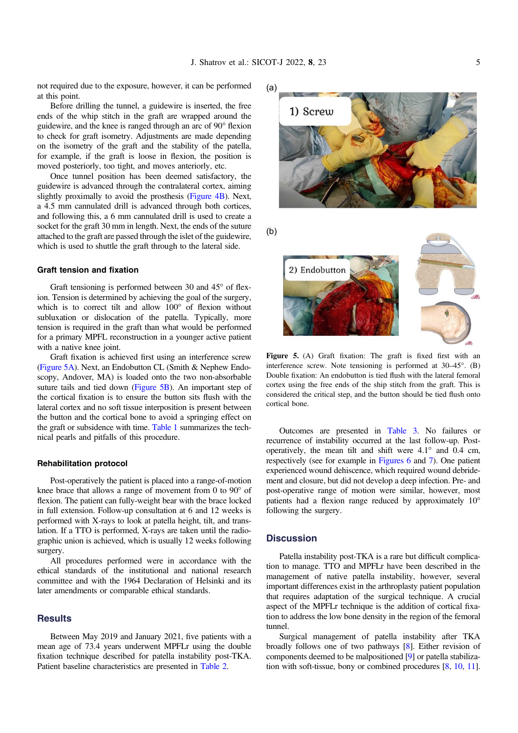not required due to the exposure, however, it can be performed at this point.

Before drilling the tunnel, a guidewire is inserted, the free ends of the whip stitch in the graft are wrapped around the guidewire, and the knee is ranged through an arc of 90° flexion to check for graft isometry. Adjustments are made depending on the isometry of the graft and the stability of the patella, for example, if the graft is loose in flexion, the position is moved posteriorly, too tight, and moves anteriorly, etc.

Once tunnel position has been deemed satisfactory, the guidewire is advanced through the contralateral cortex, aiming slightly proximally to avoid the prosthesis (Figure 4B). Next, a 4.5 mm cannulated drill is advanced through both cortices, and following this, a 6 mm cannulated drill is used to create a socket for the graft 30 mm in length. Next, the ends of the suture attached to the graft are passed through the islet of the guidewire, which is used to shuttle the graft through to the lateral side.

### Graft tension and fixation

Graft tensioning is performed between 30 and 45° of flexion. Tension is determined by achieving the goal of the surgery, which is to correct tilt and allow 100° of flexion without subluxation or dislocation of the patella. Typically, more tension is required in the graft than what would be performed for a primary MPFL reconstruction in a younger active patient with a native knee joint.

Graft fixation is achieved first using an interference screw (Figure 5A). Next, an Endobutton CL (Smith & Nephew Endoscopy, Andover, MA) is loaded onto the two non-absorbable suture tails and tied down (Figure 5B). An important step of the cortical fixation is to ensure the button sits flush with the lateral cortex and no soft tissue interposition is present between the button and the cortical bone to avoid a springing effect on the graft or subsidence with time. Table 1 summarizes the technical pearls and pitfalls of this procedure.

### Rehabilitation protocol

Post-operatively the patient is placed into a range-of-motion knee brace that allows a range of movement from 0 to 90° of flexion. The patient can fully-weight bear with the brace locked in full extension. Follow-up consultation at 6 and 12 weeks is performed with X-rays to look at patella height, tilt, and translation. If a TTO is performed, X-rays are taken until the radiographic union is achieved, which is usually 12 weeks following surgery.

All procedures performed were in accordance with the ethical standards of the institutional and national research committee and with the 1964 Declaration of Helsinki and its later amendments or comparable ethical standards.

## Results

Between May 2019 and January 2021, five patients with a mean age of 73.4 years underwent MPFLr using the double fixation technique described for patella instability post-TKA. Patient baseline characteristics are presented in Table 2.

(a) 1) Screw

(b) 2) Endobutton

**Figure 5.** (A) Graft fixation: The graft is fixed first with an interference screw. Note tensioning is performed at 30–45°. (B) Double fixation: An endobutton is tied flush with the lateral femoral cortex using the free ends of the ship stitch from the graft. This is considered the critical step, and the button should be tied flush onto cortical bone.

Outcomes are presented in Table 3. No failures or recurrence of instability occurred at the last follow-up. Post-operatively, the mean tilt and shift were 4.1° and 0.4 cm, respectively (see for example in Figures 6 and 7). One patient experienced wound dehiscence, which required wound debridement and closure, but did not develop a deep infection. Pre- and post-operative range of motion were similar, however, most patients had a flexion range reduced by approximately 10° following the surgery.

## Discussion

Patella instability post-TKA is a rare but difficult complication to manage. TTO and MPFLr have been described in the management of native patella instability, however, several important differences exist in the arthroplasty patient population that requires adaptation of the surgical technique. A crucial aspect of the MPFLr technique is the addition of cortical fixation to address the low bone density in the region of the femoral tunnel.

Surgical management of patella instability after TKA broadly follows one of two pathways [8]. Either revision of components deemed to be malpositioned [9] or patella stabilization with soft-tissue, bony or combined procedures [8, 10, 11].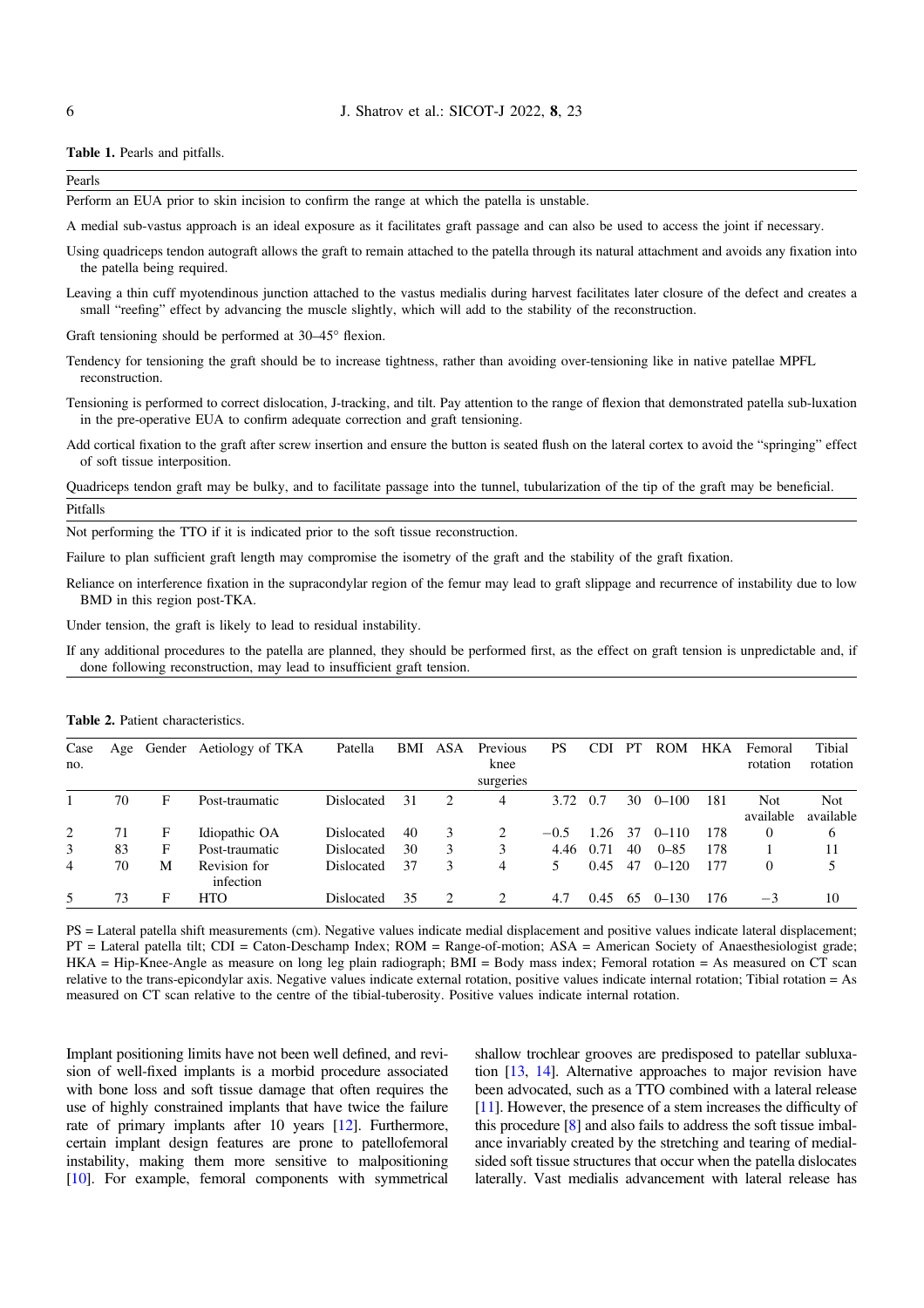**Table 1.** Pearls and pitfalls.

| Pearls |
| --- |
| Perform an EUA prior to skin incision to confirm the range at which the patella is unstable. |
| A medial sub-vastus approach is an ideal exposure as it facilitates graft passage and can also be used to access the joint if necessary. |
| Using quadriceps tendon autograft allows the graft to remain attached to the patella through its natural attachment and avoids any fixation into the patella being required. |
| Leaving a thin cuff myotendinous junction attached to the vastus medialis during harvest facilitates later closure of the defect and creates a small "reefing" effect by advancing the muscle slightly, which will add to the stability of the reconstruction. |
| Graft tensioning should be performed at 30–45° flexion. |
| Tendency for tensioning the graft should be to increase tightness, rather than avoiding over-tensioning like in native patellae MPFL reconstruction. |
| Tensioning is performed to correct dislocation, J-tracking, and tilt. Pay attention to the range of flexion that demonstrated patella sub-luxation in the pre-operative EUA to confirm adequate correction and graft tensioning. |
| Add cortical fixation to the graft after screw insertion and ensure the button is seated flush on the lateral cortex to avoid the "springing" effect of soft tissue interposition. |
| Quadriceps tendon graft may be bulky, and to facilitate passage into the tunnel, tubularization of the tip of the graft may be beneficial. |
| **Pitfalls** |
| Not performing the TTO if it is indicated prior to the soft tissue reconstruction. |
| Failure to plan sufficient graft length may compromise the isometry of the graft and the stability of the graft fixation. |
| Reliance on interference fixation in the supracondylar region of the femur may lead to graft slippage and recurrence of instability due to low BMD in this region post-TKA. |
| Under tension, the graft is likely to lead to residual instability. |
| If any additional procedures to the patella are planned, they should be performed first, as the effect on graft tension is unpredictable and, if done following reconstruction, may lead to insufficient graft tension. |

**Table 2.** Patient characteristics.

| Case no. | Age | Gender | Aetiology of TKA | Patella | BMI | ASA | Previous knee surgeries | PS | CDI | PT | ROM | HKA | Femoral rotation | Tibial rotation |
| --- | --- | --- | --- | --- | --- | --- | --- | --- | --- | --- | --- | --- | --- | --- |
| 1 | 70 | F | Post-traumatic | Dislocated | 31 | 2 | 4 | 3.72 | 0.7 | 30 | 0–100 | 181 | Not available | Not available |
| 2 | 71 | F | Idiopathic OA | Dislocated | 40 | 3 | 2 | −0.5 | 1.26 | 37 | 0–110 | 178 | 0 | 6 |
| 3 | 83 | F | Post-traumatic | Dislocated | 30 | 3 | 3 | 4.46 | 0.71 | 40 | 0–85 | 178 | 1 | 11 |
| 4 | 70 | M | Revision for infection | Dislocated | 37 | 3 | 4 | 5 | 0.45 | 47 | 0–120 | 177 | 0 | 5 |
| 5 | 73 | F | HTO | Dislocated | 35 | 2 | 2 | 4.7 | 0.45 | 65 | 0–130 | 176 | −3 | 10 |

PS = Lateral patella shift measurements (cm). Negative values indicate medial displacement and positive values indicate lateral displacement; PT = Lateral patella tilt; CDI = Caton-Deschamp Index; ROM = Range-of-motion; ASA = American Society of Anaesthesiologist grade; HKA = Hip-Knee-Angle as measure on long leg plain radiograph; BMI = Body mass index; Femoral rotation = As measured on CT scan relative to the trans-epicondylar axis. Negative values indicate external rotation, positive values indicate internal rotation; Tibial rotation = As measured on CT scan relative to the centre of the tibial-tuberosity. Positive values indicate internal rotation.

Implant positioning limits have not been well defined, and revision of well-fixed implants is a morbid procedure associated with bone loss and soft tissue damage that often requires the use of highly constrained implants that have twice the failure rate of primary implants after 10 years [12]. Furthermore, certain implant design features are prone to patellofemoral instability, making them more sensitive to malpositioning [10]. For example, femoral components with symmetrical shallow trochlear grooves are predisposed to patellar subluxation [13, 14]. Alternative approaches to major revision have been advocated, such as a TTO combined with a lateral release [11]. However, the presence of a stem increases the difficulty of this procedure [8] and also fails to address the soft tissue imbalance invariably created by the stretching and tearing of medial-sided soft tissue structures that occur when the patella dislocates laterally. Vast medialis advancement with lateral release has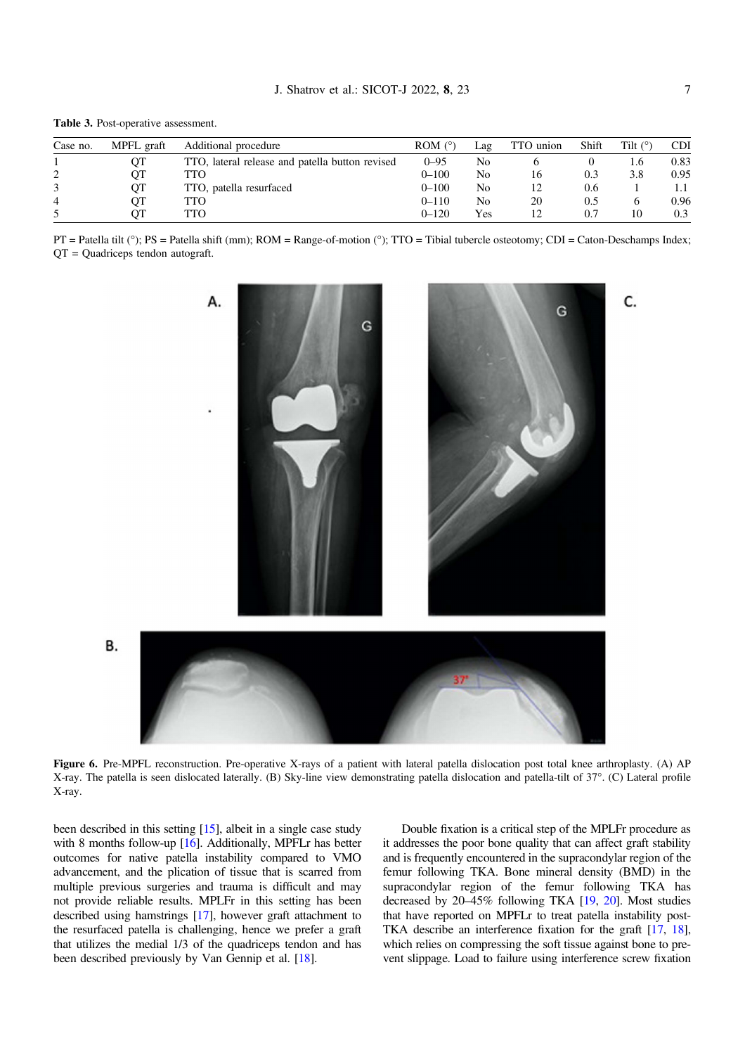**Table 3.** Post-operative assessment.

| Case no. | MPFL graft | Additional procedure | ROM (°) | Lag | TTO union | Shift | Tilt (°) | CDI |
|---|---|---|---|---|---|---|---|---|
| 1 | QT | TTO, lateral release and patella button revised | 0–95 | No | 6 | 0 | 1.6 | 0.83 |
| 2 | QT | TTO | 0–100 | No | 16 | 0.3 | 3.8 | 0.95 |
| 3 | QT | TTO, patella resurfaced | 0–100 | No | 12 | 0.6 | 1 | 1.1 |
| 4 | QT | TTO | 0–110 | No | 20 | 0.5 | 6 | 0.96 |
| 5 | QT | TTO | 0–120 | Yes | 12 | 0.7 | 10 | 0.3 |

PT = Patella tilt (°); PS = Patella shift (mm); ROM = Range-of-motion (°); TTO = Tibial tubercle osteotomy; CDI = Caton-Deschamps Index; QT = Quadriceps tendon autograft.

**Figure 6.** Pre-MPFL reconstruction. Pre-operative X-rays of a patient with lateral patella dislocation post total knee arthroplasty. (A) AP X-ray. The patella is seen dislocated laterally. (B) Sky-line view demonstrating patella dislocation and patella-tilt of 37°. (C) Lateral profile X-ray.

been described in this setting [15], albeit in a single case study with 8 months follow-up [16]. Additionally, MPFLr has better outcomes for native patella instability compared to VMO advancement, and the plication of tissue that is scarred from multiple previous surgeries and trauma is difficult and may not provide reliable results. MPLFr in this setting has been described using hamstrings [17], however graft attachment to the resurfaced patella is challenging, hence we prefer a graft that utilizes the medial 1/3 of the quadriceps tendon and has been described previously by Van Gennip et al. [18].

Double fixation is a critical step of the MPLFr procedure as it addresses the poor bone quality that can affect graft stability and is frequently encountered in the supracondylar region of the femur following TKA. Bone mineral density (BMD) in the supracondylar region of the femur following TKA has decreased by 20–45% following TKA [19, 20]. Most studies that have reported on MPFLr to treat patella instability post-TKA describe an interference fixation for the graft [17, 18], which relies on compressing the soft tissue against bone to prevent slippage. Load to failure using interference screw fixation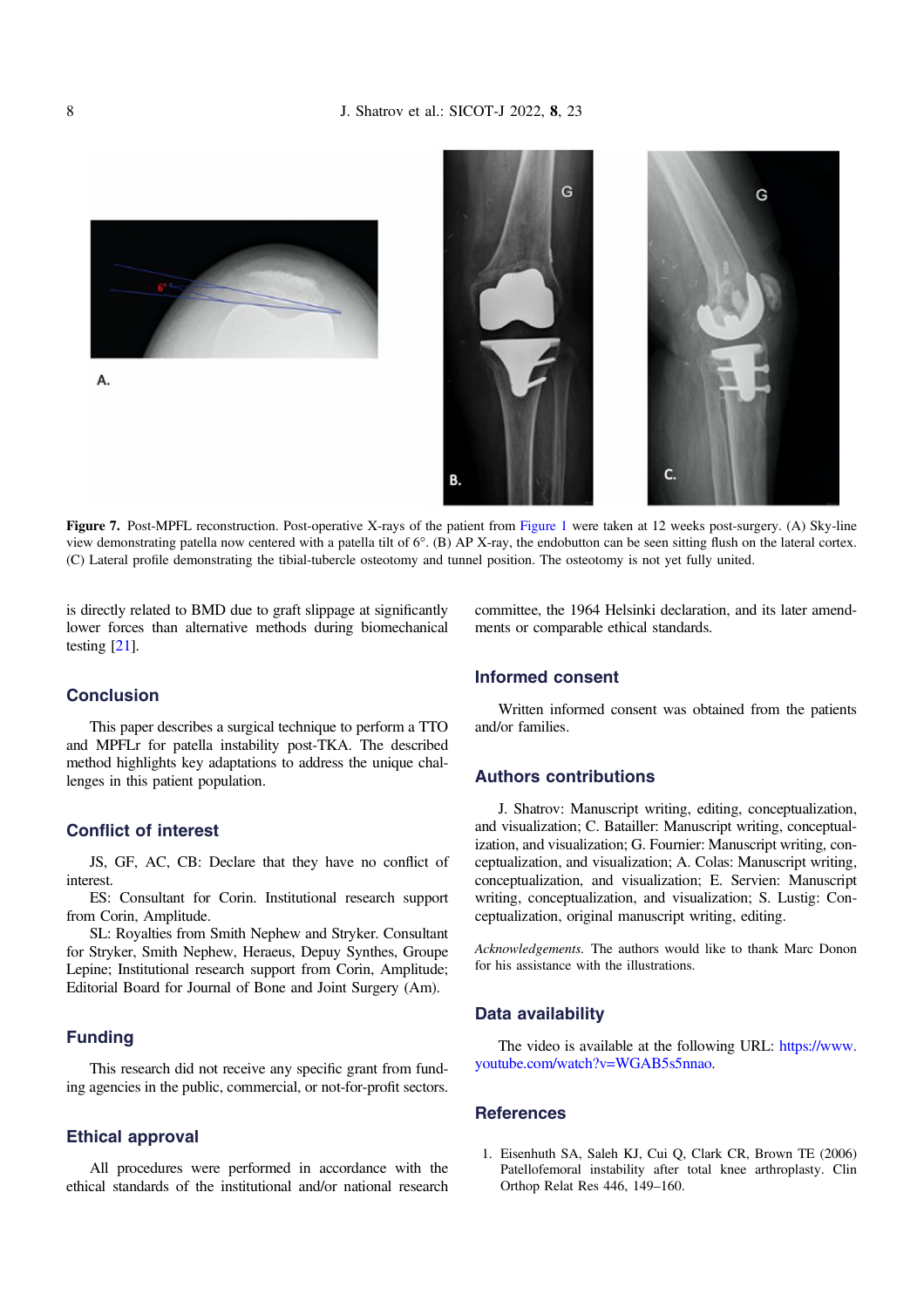Figure 7. Post-MPFL reconstruction. Post-operative X-rays of the patient from Figure 1 were taken at 12 weeks post-surgery. (A) Sky-line view demonstrating patella now centered with a patella tilt of 6°. (B) AP X-ray, the endobutton can be seen sitting flush on the lateral cortex. (C) Lateral profile demonstrating the tibial-tubercle osteotomy and tunnel position. The osteotomy is not yet fully united.

is directly related to BMD due to graft slippage at significantly lower forces than alternative methods during biomechanical testing [21].

## Conclusion

This paper describes a surgical technique to perform a TTO and MPFLr for patella instability post-TKA. The described method highlights key adaptations to address the unique challenges in this patient population.

## Conflict of interest

JS, GF, AC, CB: Declare that they have no conflict of interest.

ES: Consultant for Corin. Institutional research support from Corin, Amplitude.

SL: Royalties from Smith Nephew and Stryker. Consultant for Stryker, Smith Nephew, Heraeus, Depuy Synthes, Groupe Lepine; Institutional research support from Corin, Amplitude; Editorial Board for Journal of Bone and Joint Surgery (Am).

## Funding

This research did not receive any specific grant from funding agencies in the public, commercial, or not-for-profit sectors.

## Ethical approval

All procedures were performed in accordance with the ethical standards of the institutional and/or national research committee, the 1964 Helsinki declaration, and its later amendments or comparable ethical standards.

## Informed consent

Written informed consent was obtained from the patients and/or families.

## Authors contributions

J. Shatrov: Manuscript writing, editing, conceptualization, and visualization; C. Batailler: Manuscript writing, conceptualization, and visualization; G. Fournier: Manuscript writing, conceptualization, and visualization; A. Colas: Manuscript writing, conceptualization, and visualization; E. Servien: Manuscript writing, conceptualization, and visualization; S. Lustig: Conceptualization, original manuscript writing, editing.

*Acknowledgements.* The authors would like to thank Marc Donon for his assistance with the illustrations.

## Data availability

The video is available at the following URL: https://www.youtube.com/watch?v=WGAB5s5nnao.

## References

1. Eisenhuth SA, Saleh KJ, Cui Q, Clark CR, Brown TE (2006) Patellofemoral instability after total knee arthroplasty. Clin Orthop Relat Res 446, 149–160.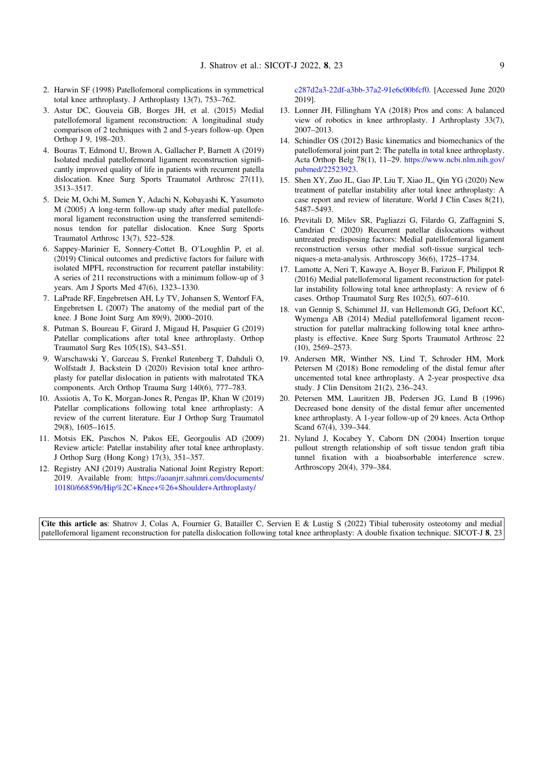2. Harwin SF (1998) Patellofemoral complications in symmetrical total knee arthroplasty. J Arthroplasty 13(7), 753–762.
3. Astur DC, Gouveia GB, Borges JH, et al. (2015) Medial patellofemoral ligament reconstruction: A longitudinal study comparison of 2 techniques with 2 and 5-years follow-up. Open Orthop J 9, 198–203.
4. Bouras T, Edmond U, Brown A, Gallacher P, Barnett A (2019) Isolated medial patellofemoral ligament reconstruction significantly improved quality of life in patients with recurrent patella dislocation. Knee Surg Sports Traumatol Arthrosc 27(11), 3513–3517.
5. Deie M, Ochi M, Sumen Y, Adachi N, Kobayashi K, Yasumoto M (2005) A long-term follow-up study after medial patellofemoral ligament reconstruction using the transferred semitendinosus tendon for patellar dislocation. Knee Surg Sports Traumatol Arthrosc 13(7), 522–528.
6. Sappey-Marinier E, Sonnery-Cottet B, O'Loughlin P, et al. (2019) Clinical outcomes and predictive factors for failure with isolated MPFL reconstruction for recurrent patellar instability: A series of 211 reconstructions with a minimum follow-up of 3 years. Am J Sports Med 47(6), 1323–1330.
7. LaPrade RF, Engebretsen AH, Ly TV, Johansen S, Wentorf FA, Engebretsen L (2007) The anatomy of the medial part of the knee. J Bone Joint Surg Am 89(9), 2000–2010.
8. Putman S, Boureau F, Girard J, Migaud H, Pasquier G (2019) Patellar complications after total knee arthroplasty. Orthop Traumatol Surg Res 105(1S), S43–S51.
9. Warschawski Y, Garceau S, Frenkel Rutenberg T, Dahduli O, Wolfstadt J, Backstein D (2020) Revision total knee arthroplasty for patellar dislocation in patients with malrotated TKA components. Arch Orthop Trauma Surg 140(6), 777–783.
10. Assiotis A, To K, Morgan-Jones R, Pengas IP, Khan W (2019) Patellar complications following total knee arthroplasty: A review of the current literature. Eur J Orthop Surg Traumatol 29(8), 1605–1615.
11. Motsis EK, Paschos N, Pakos EE, Georgoulis AD (2009) Review article: Patellar instability after total knee arthroplasty. J Orthop Surg (Hong Kong) 17(3), 351–357.
12. Registry ANJ (2019) Australia National Joint Registry Report: 2019. Available from: https://aoanjrr.sahmri.com/documents/10180/668596/Hip%2C+Knee+%26+Shoulder+Arthroplasty/c287d2a3-22df-a3bb-37a2-91e6c00bfcf0. [Accessed June 2020 2019].
13. Lonner JH, Fillingham YA (2018) Pros and cons: A balanced view of robotics in knee arthroplasty. J Arthroplasty 33(7), 2007–2013.
14. Schindler OS (2012) Basic kinematics and biomechanics of the patellofemoral joint part 2: The patella in total knee arthroplasty. Acta Orthop Belg 78(1), 11–29. https://www.ncbi.nlm.nih.gov/pubmed/22523923.
15. Shen XY, Zuo JL, Gao JP, Liu T, Xiao JL, Qin YG (2020) New treatment of patellar instability after total knee arthroplasty: A case report and review of literature. World J Clin Cases 8(21), 5487–5493.
16. Previtali D, Milev SR, Pagliazzi G, Filardo G, Zaffagnini S, Candrian C (2020) Recurrent patellar dislocations without untreated predisposing factors: Medial patellofemoral ligament reconstruction versus other medial soft-tissue surgical techniques-a meta-analysis. Arthroscopy 36(6), 1725–1734.
17. Lamotte A, Neri T, Kawaye A, Boyer B, Farizon F, Philippot R (2016) Medial patellofemoral ligament reconstruction for patellar instability following total knee arthroplasty: A review of 6 cases. Orthop Traumatol Surg Res 102(5), 607–610.
18. van Gennip S, Schimmel JJ, van Hellemondt GG, Defoort KC, Wymenga AB (2014) Medial patellofemoral ligament reconstruction for patellar maltracking following total knee arthroplasty is effective. Knee Surg Sports Traumatol Arthrosc 22 (10), 2569–2573.
19. Andersen MR, Winther NS, Lind T, Schroder HM, Mork Petersen M (2018) Bone remodeling of the distal femur after uncemented total knee arthroplasty. A 2-year prospective dxa study. J Clin Densitom 21(2), 236–243.
20. Petersen MM, Lauritzen JB, Pedersen JG, Lund B (1996) Decreased bone density of the distal femur after uncemented knee arthroplasty. A 1-year follow-up of 29 knees. Acta Orthop Scand 67(4), 339–344.
21. Nyland J, Kocabey Y, Caborn DN (2004) Insertion torque pullout strength relationship of soft tissue tendon graft tibia tunnel fixation with a bioabsorbable interference screw. Arthroscopy 20(4), 379–384.

**Cite this article as**: Shatrov J, Colas A, Fournier G, Batailler C, Servien E & Lustig S (2022) Tibial tuberosity osteotomy and medial patellofemoral ligament reconstruction for patella dislocation following total knee arthroplasty: A double fixation technique. SICOT-J **8**, 23